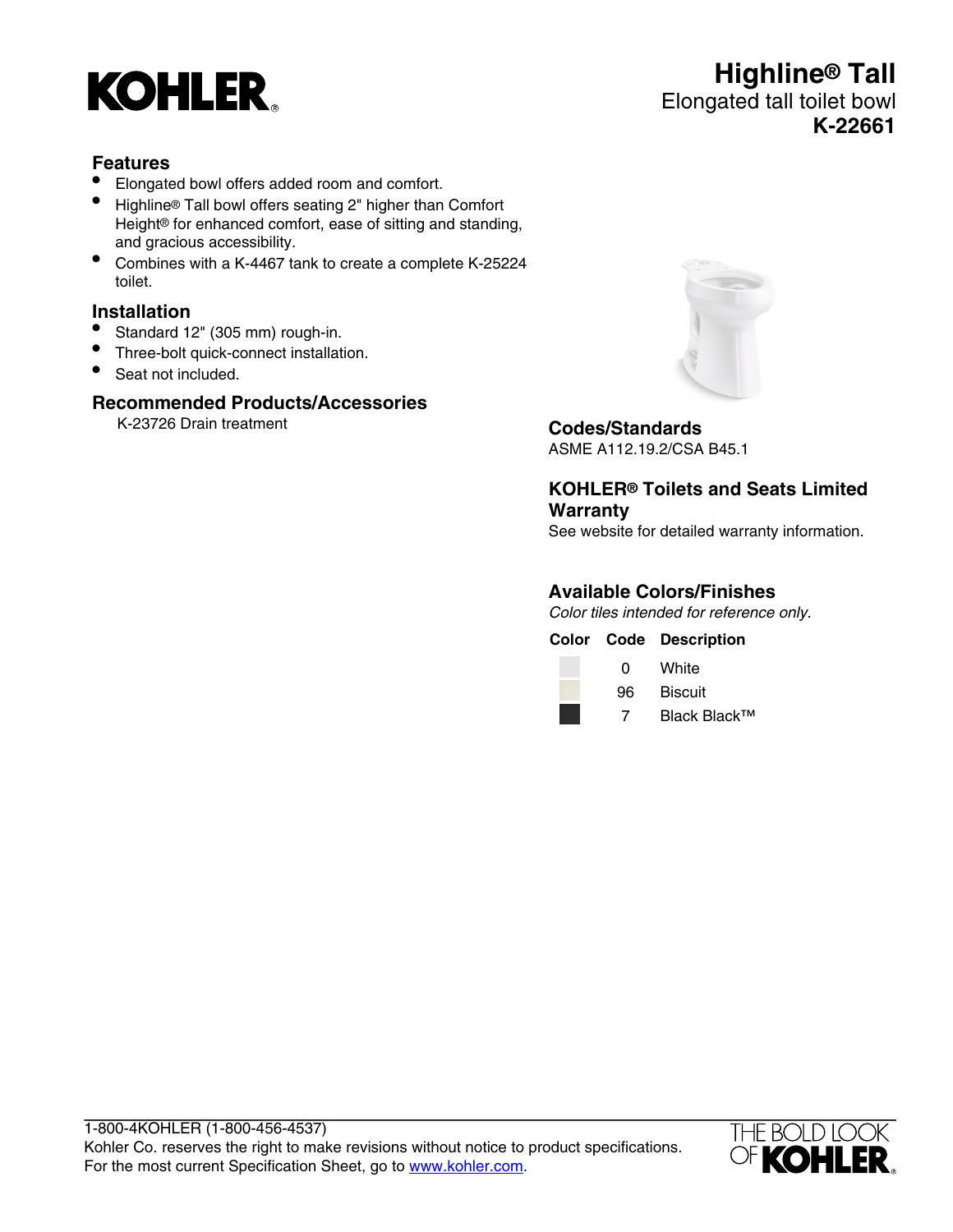**KOHLER**

# Highline® Tall

Elongated tall toilet bowl

**K-22661**

## Features

- Elongated bowl offers added room and comfort.
- Highline® Tall bowl offers seating 2" higher than Comfort Height® for enhanced comfort, ease of sitting and standing, and gracious accessibility.
- Combines with a K-4467 tank to create a complete K-25224 toilet.

## Installation

- Standard 12" (305 mm) rough-in.
- Three-bolt quick-connect installation.
- Seat not included.

## Recommended Products/Accessories

K-23726 Drain treatment

## Codes/Standards

ASME A112.19.2/CSA B45.1

## KOHLER® Toilets and Seats Limited Warranty

See website for detailed warranty information.

## Available Colors/Finishes

*Color tiles intended for reference only.*

| Color | Code | Description |
| --- | --- | --- |
| | 0 | White |
| | 96 | Biscuit |
| | 7 | Black Black™ |

1-800-4KOHLER (1-800-456-4537)
Kohler Co. reserves the right to make revisions without notice to product specifications.
For the most current Specification Sheet, go to www.kohler.com.

THE BOLD LOOK OF KOHLER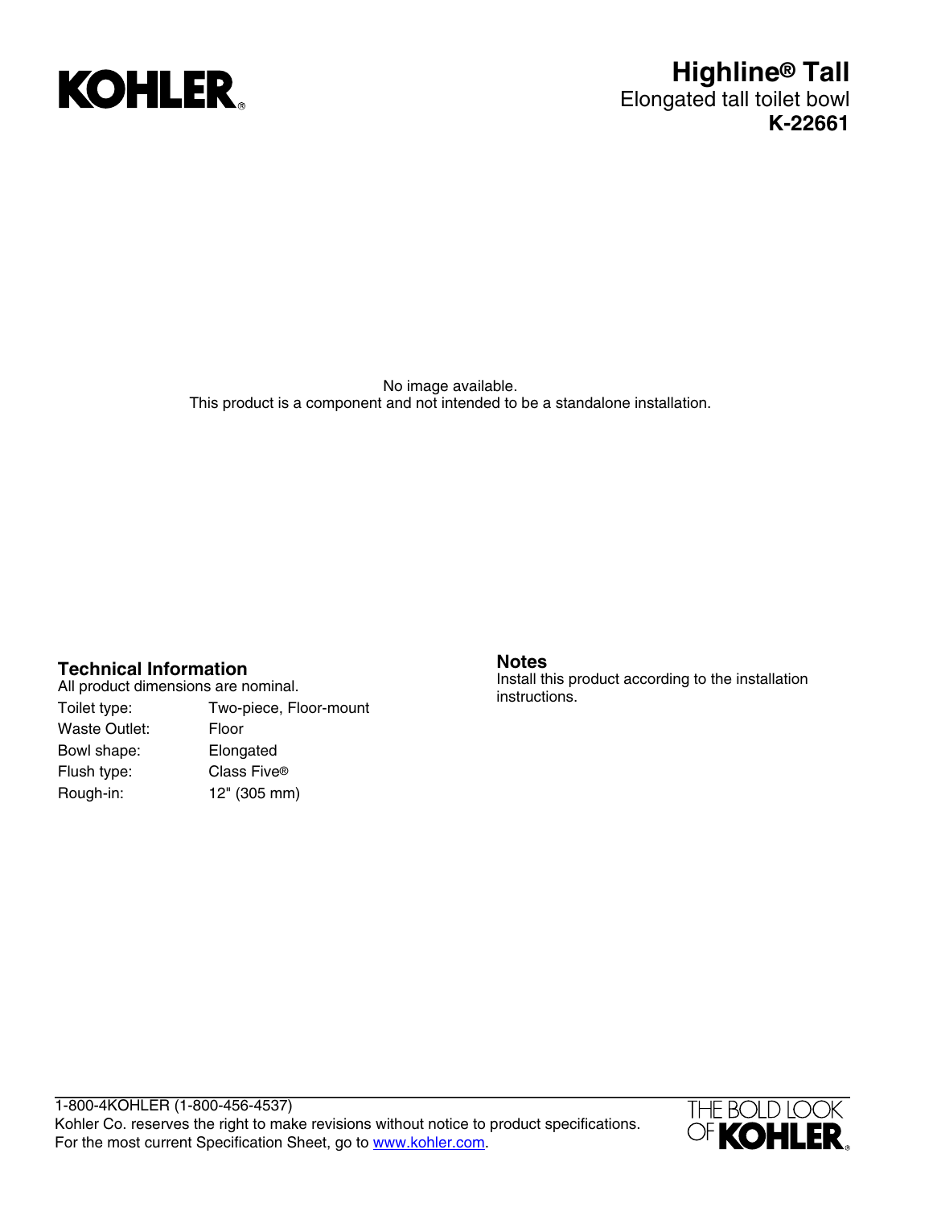KOHLER®

# Highline® Tall

Elongated tall toilet bowl

**K-22661**

No image available.
This product is a component and not intended to be a standalone installation.

## Technical Information

All product dimensions are nominal.

| | |
|---|---|
| Toilet type: | Two-piece, Floor-mount |
| Waste Outlet: | Floor |
| Bowl shape: | Elongated |
| Flush type: | Class Five® |
| Rough-in: | 12" (305 mm) |

## Notes

Install this product according to the installation instructions.

1-800-4KOHLER (1-800-456-4537)
Kohler Co. reserves the right to make revisions without notice to product specifications.
For the most current Specification Sheet, go to www.kohler.com.

THE BOLD LOOK OF KOHLER®